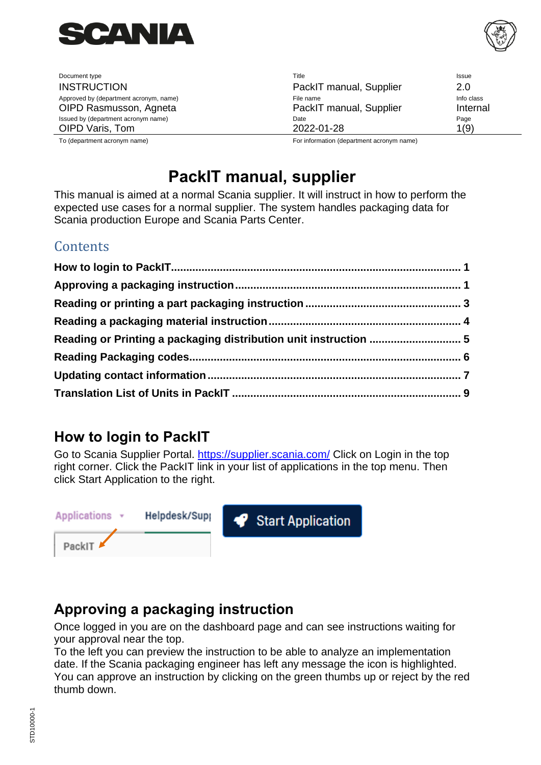| Document type | Title | Issue |
| --- | --- | --- |
| INSTRUCTION | PackIT manual, Supplier | 2.0 |
| Approved by (department acronym, name) | File name | Info class |
| OIPD Rasmusson, Agneta | PackIT manual, Supplier | Internal |
| Issued by (department acronym name) | Date | Page |
| OIPD Varis, Tom | 2022-01-28 | 1(9) |
| To (department acronym name) | For information (department acronym name) | |

# PackIT manual, supplier

This manual is aimed at a normal Scania supplier. It will instruct in how to perform the expected use cases for a normal supplier. The system handles packaging data for Scania production Europe and Scania Parts Center.

## Contents

**How to login to PackIT** ........................................ 1
**Approving a packaging instruction** ........................................ 1
**Reading or printing a part packaging instruction** ........................................ 3
**Reading a packaging material instruction** ........................................ 4
**Reading or Printing a packaging distribution unit instruction** ........................................ 5
**Reading Packaging codes** ........................................ 6
**Updating contact information** ........................................ 7
**Translation List of Units in PackIT** ........................................ 9

## How to login to PackIT

Go to Scania Supplier Portal. https://supplier.scania.com/ Click on Login in the top right corner. Click the PackIT link in your list of applications in the top menu. Then click Start Application to the right.

## Approving a packaging instruction

Once logged in you are on the dashboard page and can see instructions waiting for your approval near the top.
To the left you can preview the instruction to be able to analyze an implementation date. If the Scania packaging engineer has left any message the icon is highlighted. You can approve an instruction by clicking on the green thumbs up or reject by the red thumb down.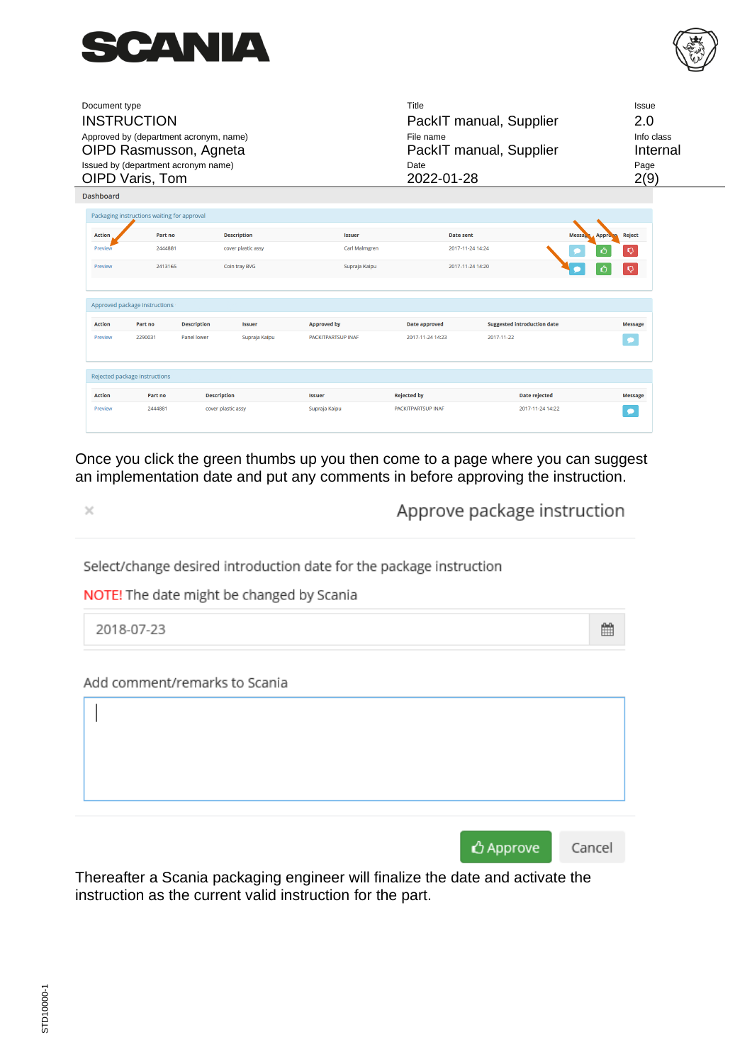Dashboard

Packaging instructions waiting for approval

| Action | Part no | Description | Issuer | Date sent | Message | Approve | Reject |
|---|---|---|---|---|---|---|---|
| Preview | 2444881 | cover plastic assy | Carl Malmgren | 2017-11-24 14:24 | | | |
| Preview | 2413165 | Coin tray BVG | Supraja Kaipu | 2017-11-24 14:20 | | | |

Approved package instructions

| Action | Part no | Description | Issuer | Approved by | Date approved | Suggested introduction date | Message |
|---|---|---|---|---|---|---|---|
| Preview | 2290031 | Panel lower | Supraja Kaipu | PACKITPARTSUP INAF | 2017-11-24 14:23 | 2017-11-22 | |

Rejected package instructions

| Action | Part no | Description | Issuer | Rejected by | Date rejected | Message |
|---|---|---|---|---|---|---|
| Preview | 2444881 | cover plastic assy | Supraja Kaipu | PACKITPARTSUP INAF | 2017-11-24 14:22 | |

Once you click the green thumbs up you then come to a page where you can suggest an implementation date and put any comments in before approving the instruction.

× Approve package instruction

Select/change desired introduction date for the package instruction

NOTE! The date might be changed by Scania

2018-07-23

Add comment/remarks to Scania

Approve Cancel

Thereafter a Scania packaging engineer will finalize the date and activate the instruction as the current valid instruction for the part.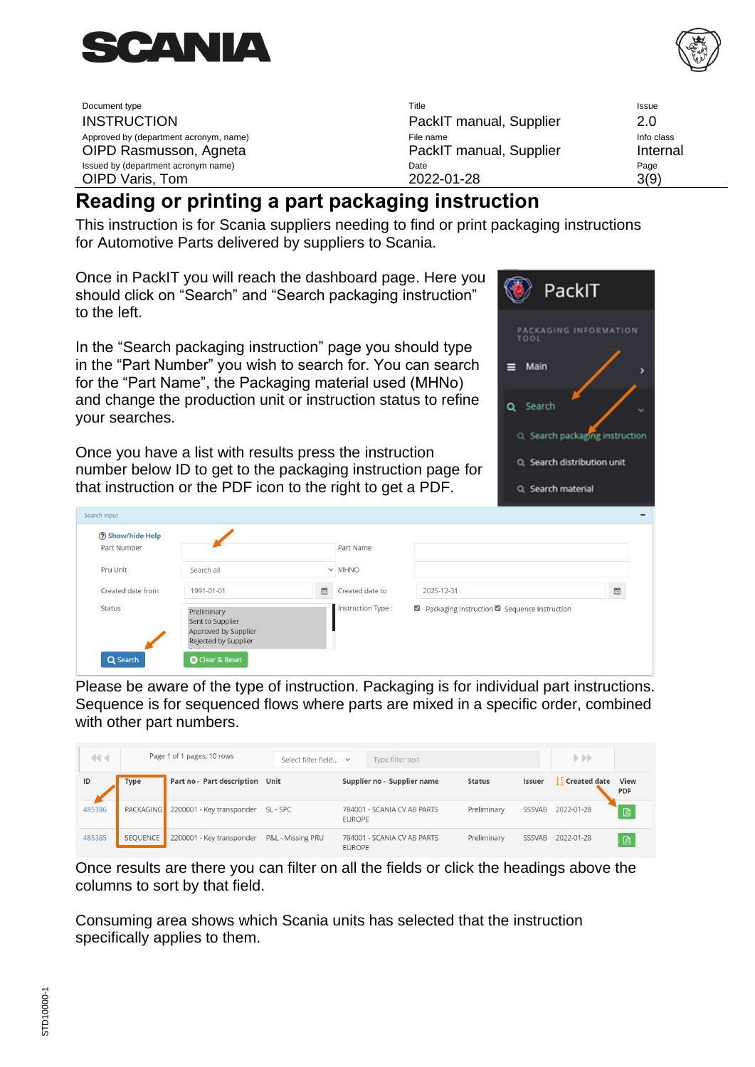| Document type | Title | Issue |
|---|---|---|
| INSTRUCTION | PackIT manual, Supplier | 2.0 |
| Approved by (department acronym, name) | File name | Info class |
| OIPD Rasmusson, Agneta | PackIT manual, Supplier | Internal |
| Issued by (department acronym name) | Date | Page |
| OIPD Varis, Tom | 2022-01-28 | 3(9) |

# Reading or printing a part packaging instruction

This instruction is for Scania suppliers needing to find or print packaging instructions for Automotive Parts delivered by suppliers to Scania.

Once in PackIT you will reach the dashboard page. Here you should click on “Search” and “Search packaging instruction” to the left.

In the “Search packaging instruction” page you should type in the “Part Number” you wish to search for. You can search for the “Part Name”, the Packaging material used (MHNo) and change the production unit or instruction status to refine your searches.

Once you have a list with results press the instruction number below ID to get to the packaging instruction page for that instruction or the PDF icon to the right to get a PDF.

Please be aware of the type of instruction. Packaging is for individual part instructions. Sequence is for sequenced flows where parts are mixed in a specific order, combined with other part numbers.

Once results are there you can filter on all the fields or click the headings above the columns to sort by that field.

Consuming area shows which Scania units has selected that the instruction specifically applies to them.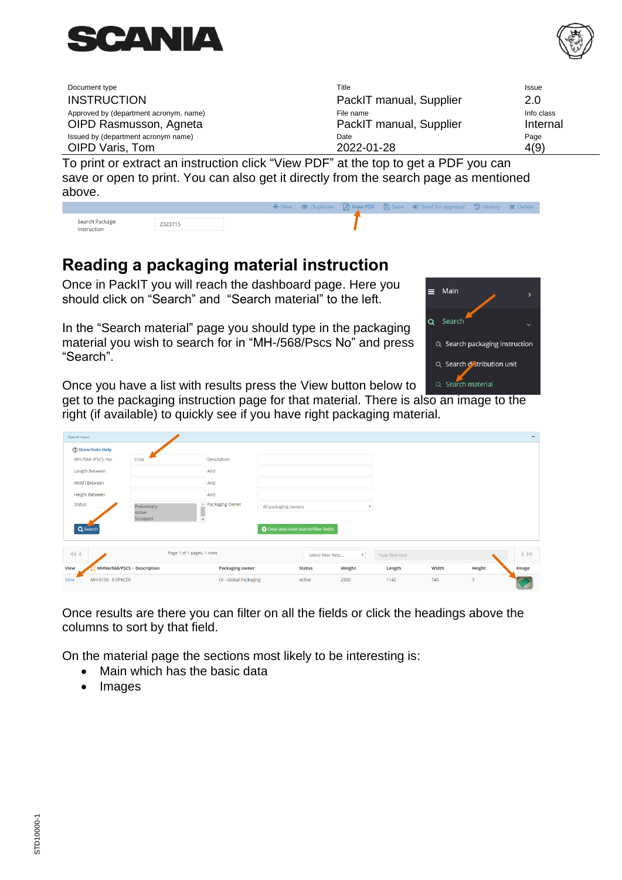To print or extract an instruction click “View PDF” at the top to get a PDF you can save or open to print. You can also get it directly from the search page as mentioned above.

## Reading a packaging material instruction

Once in PackIT you will reach the dashboard page. Here you should click on “Search” and “Search material” to the left.

In the “Search material” page you should type in the packaging material you wish to search for in “MH-/568/Pscs No” and press “Search”.

Once you have a list with results press the View button below to get to the packaging instruction page for that material. There is also an image to the right (if available) to quickly see if you have right packaging material.

Once results are there you can filter on all the fields or click the headings above the columns to sort by that field.

On the material page the sections most likely to be interesting is:

- Main which has the basic data
- Images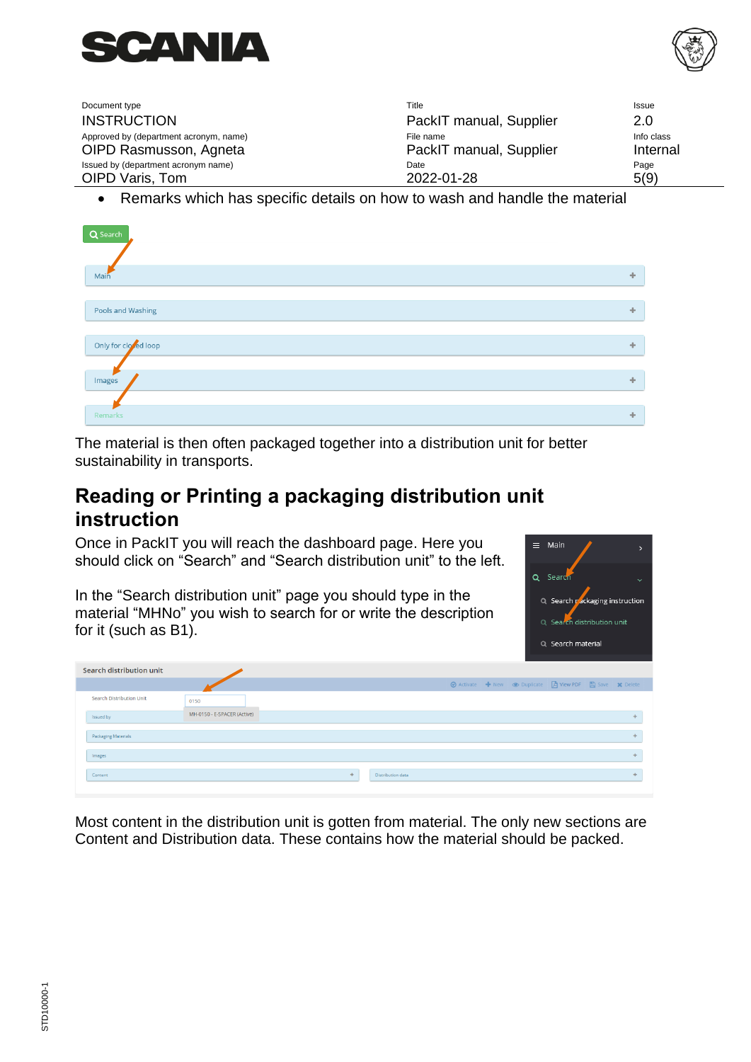- Remarks which has specific details on how to wash and handle the material

The material is then often packaged together into a distribution unit for better sustainability in transports.

## Reading or Printing a packaging distribution unit instruction

Once in PackIT you will reach the dashboard page. Here you should click on "Search" and "Search distribution unit" to the left.

In the "Search distribution unit" page you should type in the material "MHNo" you wish to search for or write the description for it (such as B1).

Most content in the distribution unit is gotten from material. The only new sections are Content and Distribution data. These contains how the material should be packed.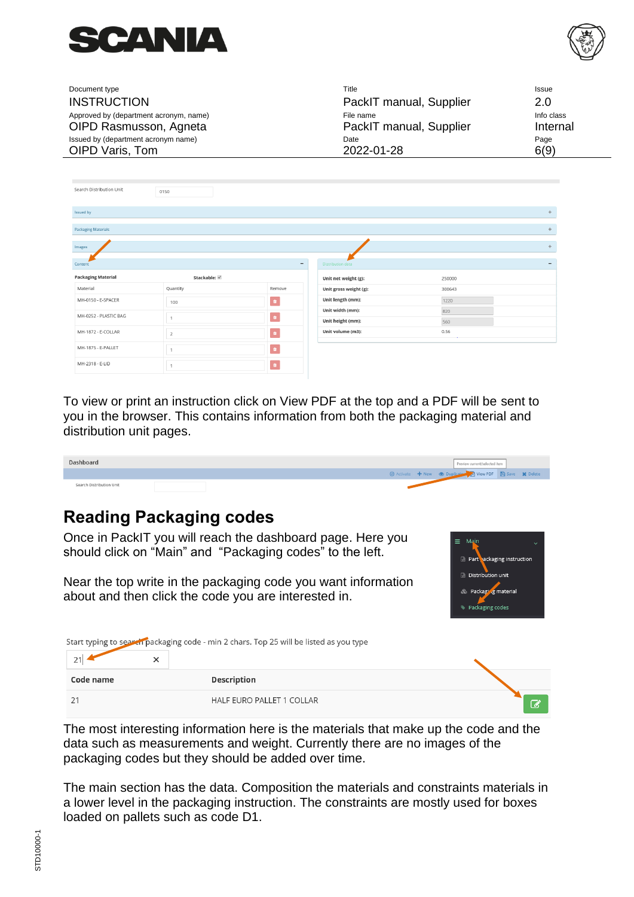Search Distribution Unit 0150

Issued by

Packaging Materials

Images

Content

**Packaging Material** **Stackable:** ✓

| Material | Quantity | Remove |
|---|---|---|
| MH-0150 - E-SPACER | 100 | |
| MH-0252 - PLASTIC BAG | 1 | |
| MH-1872 - E-COLLAR | 2 | |
| MH-1875 - E-PALLET | 1 | |
| MH-2318 - E-LID | 1 | |

Distribution data

| | |
|---|---|
| **Unit net weight (g):** | 250000 |
| **Unit gross weight (g):** | 300643 |
| **Unit length (mm):** | 1220 |
| **Unit width (mm):** | 820 |
| **Unit height (mm):** | 560 |
| **Unit volume (m3):** | 0.56 |

To view or print an instruction click on View PDF at the top and a PDF will be sent to you in the browser. This contains information from both the packaging material and distribution unit pages.

Dashboard — Preview current/selected item — Activate | New | Duplicate | View PDF | Save | Delete

Search Distribution Unit

## Reading Packaging codes

Once in PackIT you will reach the dashboard page. Here you should click on “Main” and “Packaging codes” to the left.

Near the top write in the packaging code you want information about and then click the code you are interested in.

Main
- Part packaging instruction
- Distribution unit
- Packaging material
- Packaging codes

Start typing to search packaging code - min 2 chars. Top 25 will be listed as you type

21

| Code name | Description |
|---|---|
| 21 | HALF EURO PALLET 1 COLLAR |

The most interesting information here is the materials that make up the code and the data such as measurements and weight. Currently there are no images of the packaging codes but they should be added over time.

The main section has the data. Composition the materials and constraints materials in a lower level in the packaging instruction. The constraints are mostly used for boxes loaded on pallets such as code D1.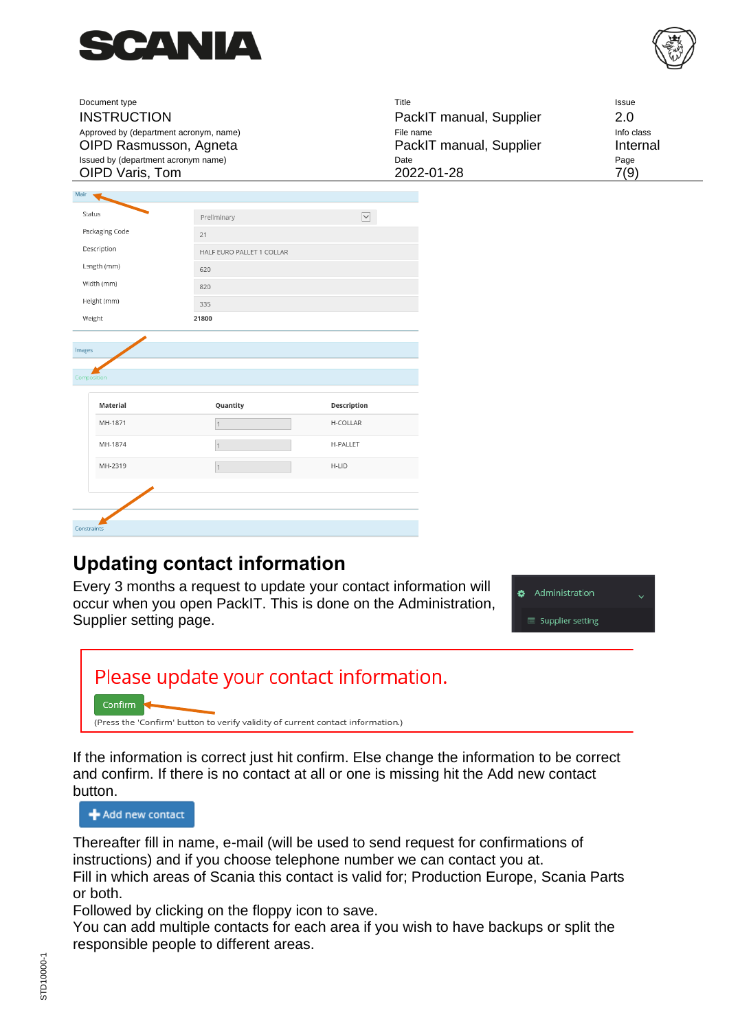| Document type | Title | Issue |
|---|---|---|
| INSTRUCTION | PackIT manual, Supplier | 2.0 |
| Approved by (department acronym, name) | File name | Info class |
| OIPD Rasmusson, Agneta | PackIT manual, Supplier | Internal |
| Issued by (department acronym name) | Date | Page |
| OIPD Varis, Tom | 2022-01-28 | 7(9) |

Main

| | |
|---|---|
| Status | Preliminary |
| Packaging Code | 21 |
| Description | HALF EURO PALLET 1 COLLAR |
| Length (mm) | 620 |
| Width (mm) | 820 |
| Height (mm) | 335 |
| Weight | 21800 |

Images

Composition

| Material | Quantity | Description |
|---|---|---|
| MH-1871 | 1 | H-COLLAR |
| MH-1874 | 1 | H-PALLET |
| MH-2319 | 1 | H-LID |

Constraints

## Updating contact information

Every 3 months a request to update your contact information will occur when you open PackIT. This is done on the Administration, Supplier setting page.

Administration
Supplier setting

Please update your contact information.

Confirm

(Press the 'Confirm' button to verify validity of current contact information.)

If the information is correct just hit confirm. Else change the information to be correct and confirm. If there is no contact at all or one is missing hit the Add new contact button.

Add new contact

Thereafter fill in name, e-mail (will be used to send request for confirmations of instructions) and if you choose telephone number we can contact you at.
Fill in which areas of Scania this contact is valid for; Production Europe, Scania Parts or both.
Followed by clicking on the floppy icon to save.
You can add multiple contacts for each area if you wish to have backups or split the responsible people to different areas.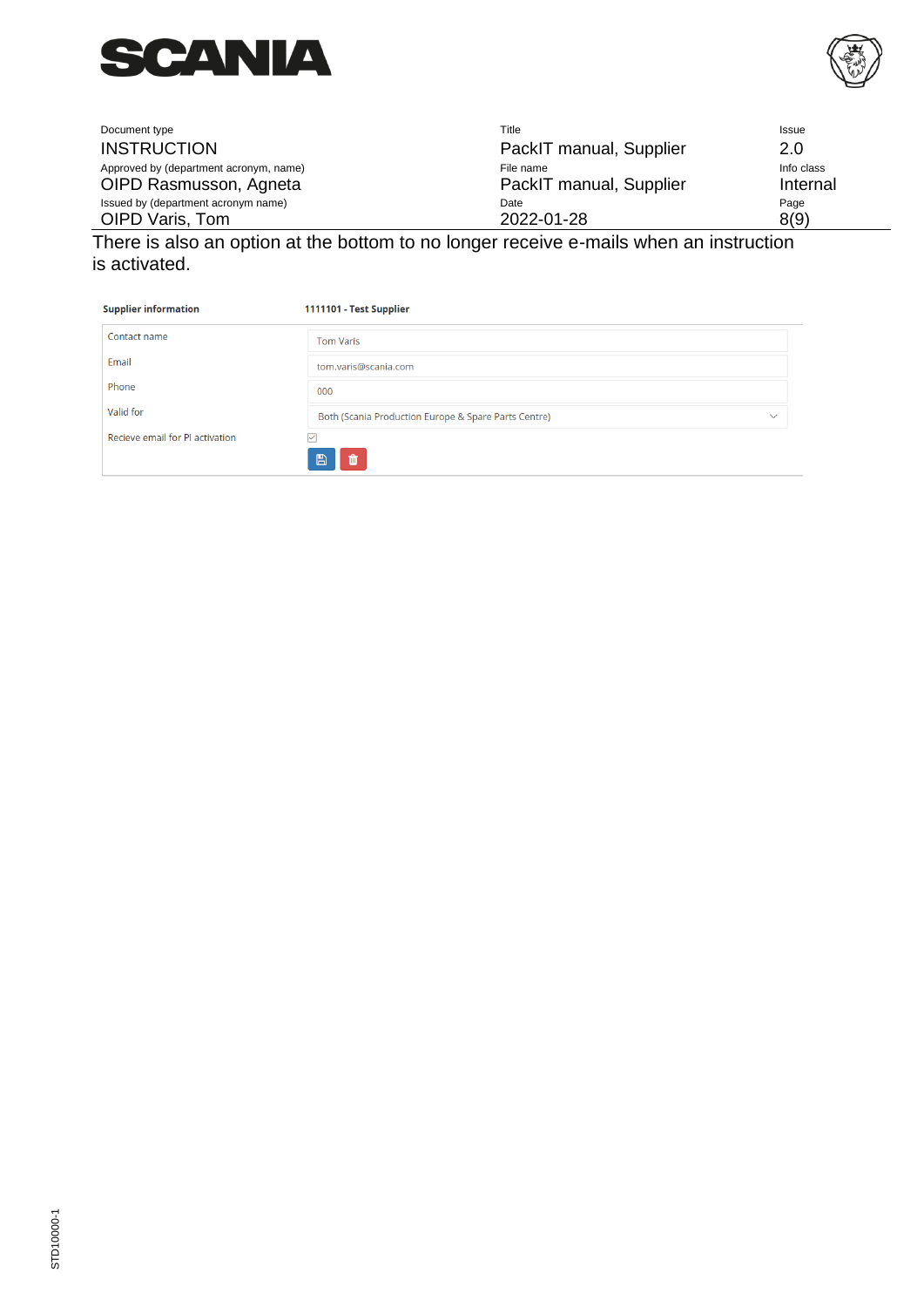There is also an option at the bottom to no longer receive e-mails when an instruction is activated.

| Supplier information | 1111101 - Test Supplier |
| --- | --- |
| Contact name | Tom Varis |
| Email | tom.varis@scania.com |
| Phone | 000 |
| Valid for | Both (Scania Production Europe & Spare Parts Centre) |
| Recieve email for PI activation | ☑ |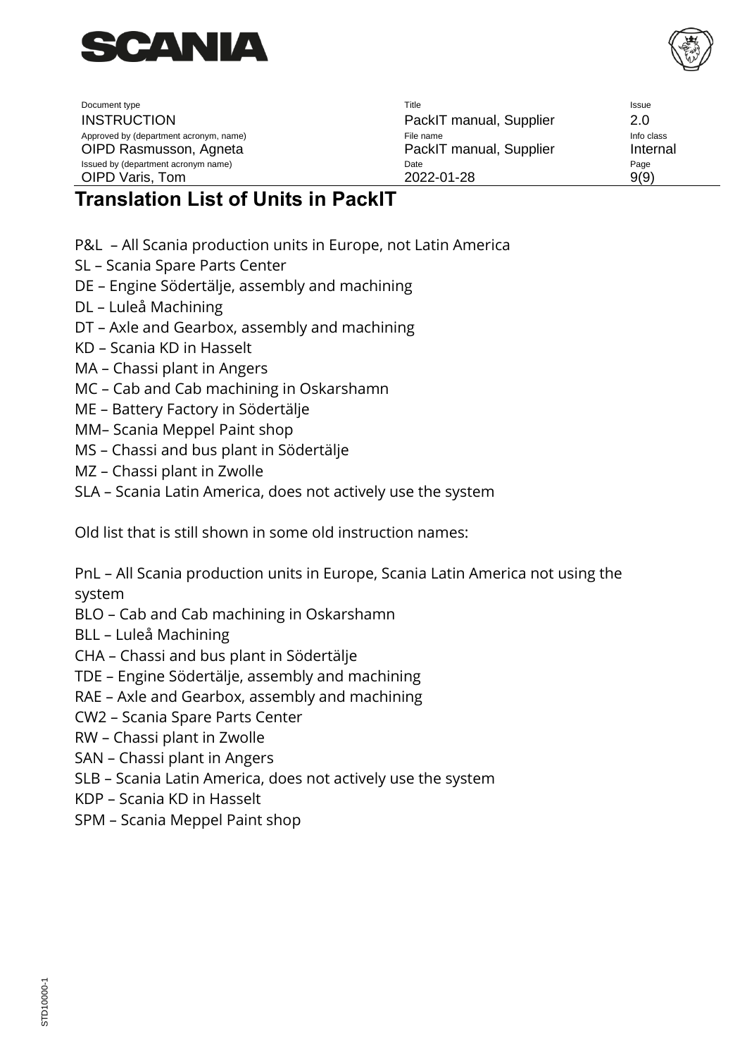## Translation List of Units in PackIT

P&L – All Scania production units in Europe, not Latin America
SL – Scania Spare Parts Center
DE – Engine Södertälje, assembly and machining
DL – Luleå Machining
DT – Axle and Gearbox, assembly and machining
KD – Scania KD in Hasselt
MA – Chassi plant in Angers
MC – Cab and Cab machining in Oskarshamn
ME – Battery Factory in Södertälje
MM– Scania Meppel Paint shop
MS – Chassi and bus plant in Södertälje
MZ – Chassi plant in Zwolle
SLA – Scania Latin America, does not actively use the system

Old list that is still shown in some old instruction names:

PnL – All Scania production units in Europe, Scania Latin America not using the system
BLO – Cab and Cab machining in Oskarshamn
BLL – Luleå Machining
CHA – Chassi and bus plant in Södertälje
TDE – Engine Södertälje, assembly and machining
RAE – Axle and Gearbox, assembly and machining
CW2 – Scania Spare Parts Center
RW – Chassi plant in Zwolle
SAN – Chassi plant in Angers
SLB – Scania Latin America, does not actively use the system
KDP – Scania KD in Hasselt
SPM – Scania Meppel Paint shop